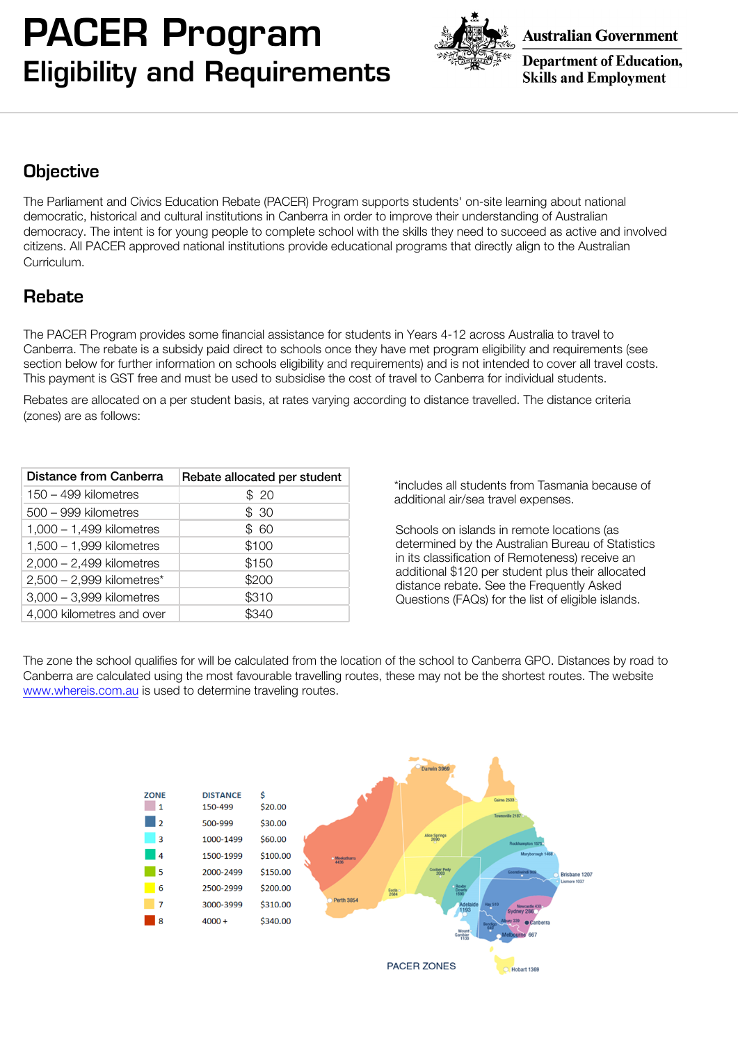# PACER Program
## Eligibility and Requirements

Australian Government
Department of Education, Skills and Employment

## Objective

The Parliament and Civics Education Rebate (PACER) Program supports students' on-site learning about national democratic, historical and cultural institutions in Canberra in order to improve their understanding of Australian democracy. The intent is for young people to complete school with the skills they need to succeed as active and involved citizens. All PACER approved national institutions provide educational programs that directly align to the Australian Curriculum.

## Rebate

The PACER Program provides some financial assistance for students in Years 4-12 across Australia to travel to Canberra. The rebate is a subsidy paid direct to schools once they have met program eligibility and requirements (see section below for further information on schools eligibility and requirements) and is not intended to cover all travel costs. This payment is GST free and must be used to subsidise the cost of travel to Canberra for individual students.

Rebates are allocated on a per student basis, at rates varying according to distance travelled. The distance criteria (zones) are as follows:

| Distance from Canberra | Rebate allocated per student |
|---|---|
| 150 – 499 kilometres | $ 20 |
| 500 – 999 kilometres | $ 30 |
| 1,000 – 1,499 kilometres | $ 60 |
| 1,500 – 1,999 kilometres | $100 |
| 2,000 – 2,499 kilometres | $150 |
| 2,500 – 2,999 kilometres* | $200 |
| 3,000 – 3,999 kilometres | $310 |
| 4,000 kilometres and over | $340 |

*includes all students from Tasmania because of additional air/sea travel expenses.

Schools on islands in remote locations (as determined by the Australian Bureau of Statistics in its classification of Remoteness) receive an additional $120 per student plus their allocated distance rebate. See the Frequently Asked Questions (FAQs) for the list of eligible islands.

The zone the school qualifies for will be calculated from the location of the school to Canberra GPO. Distances by road to Canberra are calculated using the most favourable travelling routes, these may not be the shortest routes. The website www.whereis.com.au is used to determine traveling routes.

| ZONE | DISTANCE | $ |
|---|---|---|
| 1 | 150-499 | $20.00 |
| 2 | 500-999 | $30.00 |
| 3 | 1000-1499 | $60.00 |
| 4 | 1500-1999 | $100.00 |
| 5 | 2000-2499 | $150.00 |
| 6 | 2500-2999 | $200.00 |
| 7 | 3000-3999 | $310.00 |
| 8 | 4000 + | $340.00 |

PACER ZONES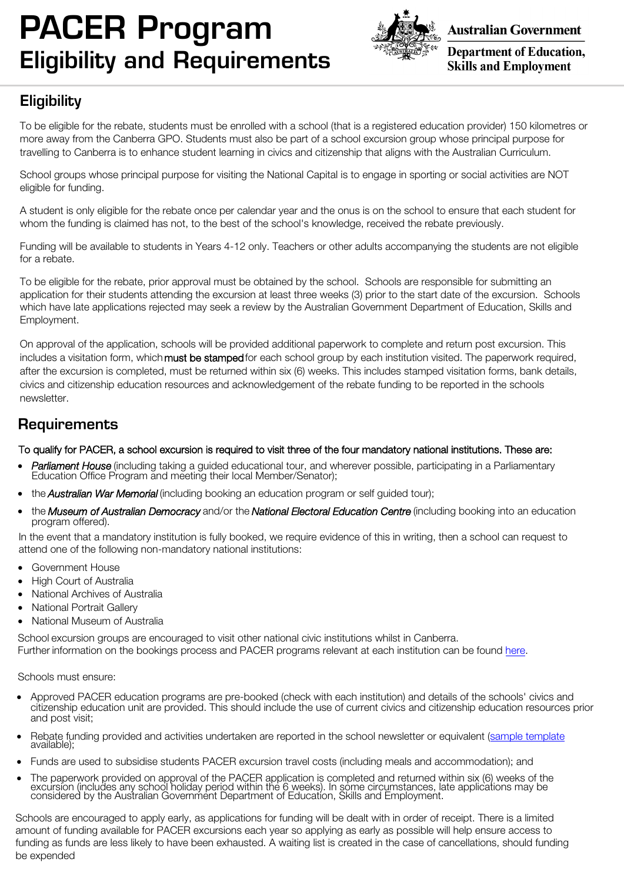# PACER Program
# Eligibility and Requirements

Australian Government
Department of Education, Skills and Employment

## Eligibility

To be eligible for the rebate, students must be enrolled with a school (that is a registered education provider) 150 kilometres or more away from the Canberra GPO. Students must also be part of a school excursion group whose principal purpose for travelling to Canberra is to enhance student learning in civics and citizenship that aligns with the Australian Curriculum.

School groups whose principal purpose for visiting the National Capital is to engage in sporting or social activities are NOT eligible for funding.

A student is only eligible for the rebate once per calendar year and the onus is on the school to ensure that each student for whom the funding is claimed has not, to the best of the school's knowledge, received the rebate previously.

Funding will be available to students in Years 4-12 only. Teachers or other adults accompanying the students are not eligible for a rebate.

To be eligible for the rebate, prior approval must be obtained by the school. Schools are responsible for submitting an application for their students attending the excursion at least three weeks (3) prior to the start date of the excursion. Schools which have late applications rejected may seek a review by the Australian Government Department of Education, Skills and Employment.

On approval of the application, schools will be provided additional paperwork to complete and return post excursion. This includes a visitation form, which **must be stamped** for each school group by each institution visited. The paperwork required, after the excursion is completed, must be returned within six (6) weeks. This includes stamped visitation forms, bank details, civics and citizenship education resources and acknowledgement of the rebate funding to be reported in the schools newsletter.

## Requirements

To qualify for PACER, a school excursion is required to visit three of the four mandatory national institutions. These are:

- ***Parliament House*** (including taking a guided educational tour, and wherever possible, participating in a Parliamentary Education Office Program and meeting their local Member/Senator);
- the ***Australian War Memorial*** (including booking an education program or self guided tour);
- the ***Museum of Australian Democracy*** and/or the ***National Electoral Education Centre*** (including booking into an education program offered).

In the event that a mandatory institution is fully booked, we require evidence of this in writing, then a school can request to attend one of the following non-mandatory national institutions:

- Government House
- High Court of Australia
- National Archives of Australia
- National Portrait Gallery
- National Museum of Australia

School excursion groups are encouraged to visit other national civic institutions whilst in Canberra.
Further information on the bookings process and PACER programs relevant at each institution can be found here.

Schools must ensure:

- Approved PACER education programs are pre-booked (check with each institution) and details of the schools' civics and citizenship education unit are provided. This should include the use of current civics and citizenship education resources prior and post visit;
- Rebate funding provided and activities undertaken are reported in the school newsletter or equivalent (sample template available);
- Funds are used to subsidise students PACER excursion travel costs (including meals and accommodation); and
- The paperwork provided on approval of the PACER application is completed and returned within six (6) weeks of the excursion (includes any school holiday period within the 6 weeks). In some circumstances, late applications may be considered by the Australian Government Department of Education, Skills and Employment.

Schools are encouraged to apply early, as applications for funding will be dealt with in order of receipt. There is a limited amount of funding available for PACER excursions each year so applying as early as possible will help ensure access to funding as funds are less likely to have been exhausted. A waiting list is created in the case of cancellations, should funding be expended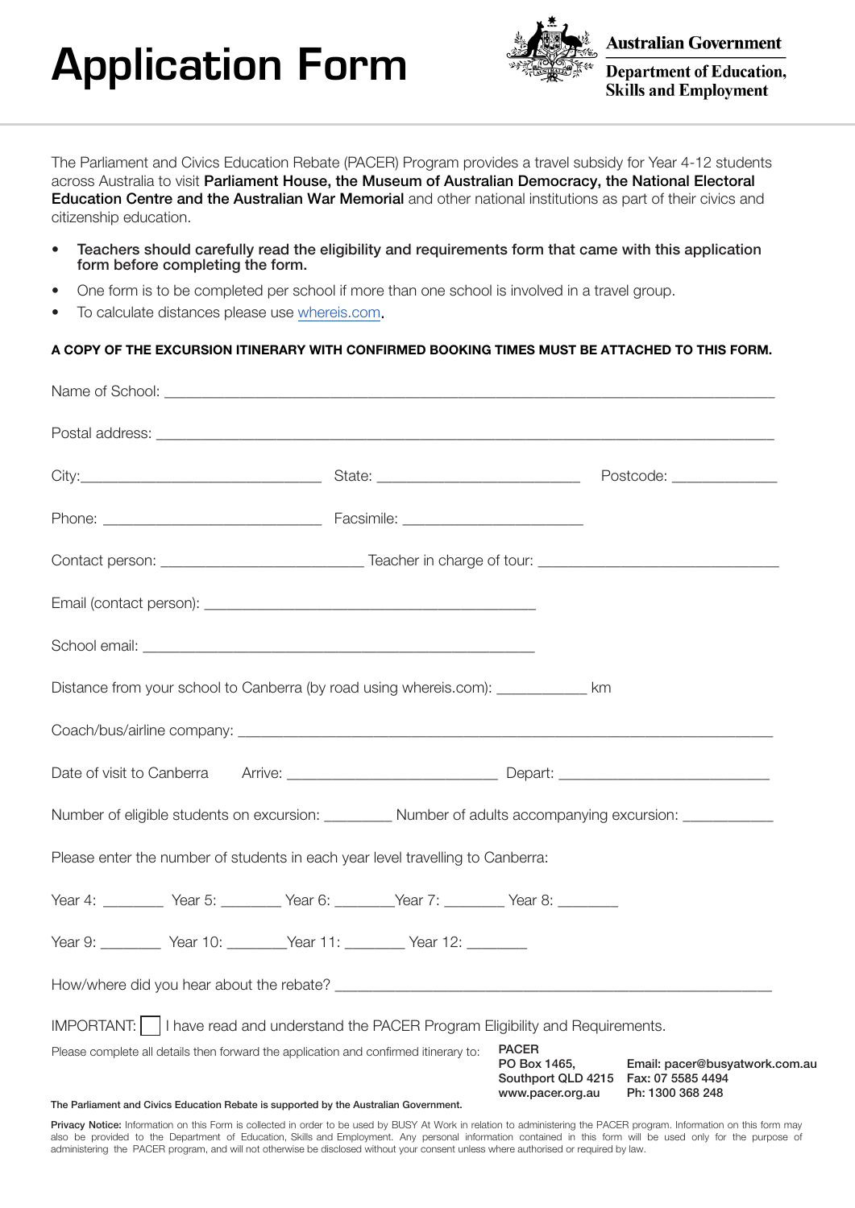# Application Form

**Australian Government**
**Department of Education, Skills and Employment**

The Parliament and Civics Education Rebate (PACER) Program provides a travel subsidy for Year 4-12 students across Australia to visit **Parliament House, the Museum of Australian Democracy, the National Electoral Education Centre and the Australian War Memorial** and other national institutions as part of their civics and citizenship education.

- **Teachers should carefully read the eligibility and requirements form that came with this application form before completing the form.**
- One form is to be completed per school if more than one school is involved in a travel group.
- To calculate distances please use whereis.com.

**A COPY OF THE EXCURSION ITINERARY WITH CONFIRMED BOOKING TIMES MUST BE ATTACHED TO THIS FORM.**

Name of School: ______________________________________________

Postal address: ______________________________________________

City: ____________________ State: ____________________ Postcode: ____________

Phone: ____________________ Facsimile: ____________________

Contact person: ____________________ Teacher in charge of tour: ____________________

Email (contact person): ______________________________

School email: ______________________________

Distance from your school to Canberra (by road using whereis.com): __________ km

Coach/bus/airline company: ______________________________________________

Date of visit to Canberra Arrive: ____________________ Depart: ____________________

Number of eligible students on excursion: ________ Number of adults accompanying excursion: __________

Please enter the number of students in each year level travelling to Canberra:

Year 4: _______ Year 5: _______ Year 6: _______ Year 7: _______ Year 8: _______

Year 9: _______ Year 10: _______ Year 11: _______ Year 12: _______

How/where did you hear about the rebate? ______________________________________________

IMPORTANT: ☐ I have read and understand the PACER Program Eligibility and Requirements.

Please complete all details then forward the application and confirmed itinerary to:

**PACER**
**PO Box 1465,**
**Southport QLD 4215**
**www.pacer.org.au**

**Email: pacer@busyatwork.com.au**
**Fax: 07 5585 4494**
**Ph: 1300 368 248**

**The Parliament and Civics Education Rebate is supported by the Australian Government.**

**Privacy Notice:** Information on this Form is collected in order to be used by BUSY At Work in relation to administering the PACER program. Information on this form may also be provided to the Department of Education, Skills and Employment. Any personal information contained in this form will be used only for the purpose of administering the PACER program, and will not otherwise be disclosed without your consent unless where authorised or required by law.